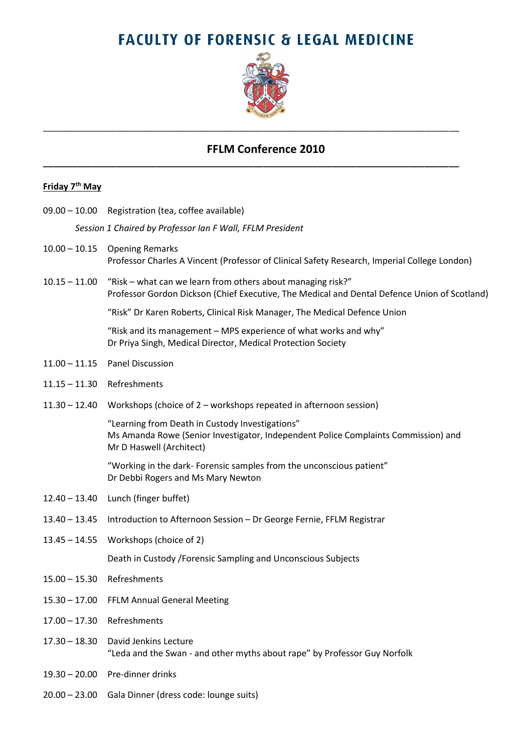# FACULTY OF FORENSIC & LEGAL MEDICINE

## FFLM Conference 2010

**Friday 7th May**

09.00 – 10.00 Registration (tea, coffee available)

*Session 1 Chaired by Professor Ian F Wall, FFLM President*

10.00 – 10.15 Opening Remarks
Professor Charles A Vincent (Professor of Clinical Safety Research, Imperial College London)

10.15 – 11.00 "Risk – what can we learn from others about managing risk?"
Professor Gordon Dickson (Chief Executive, The Medical and Dental Defence Union of Scotland)

"Risk" Dr Karen Roberts, Clinical Risk Manager, The Medical Defence Union

"Risk and its management – MPS experience of what works and why"
Dr Priya Singh, Medical Director, Medical Protection Society

11.00 – 11.15 Panel Discussion

11.15 – 11.30 Refreshments

11.30 – 12.40 Workshops (choice of 2 – workshops repeated in afternoon session)

"Learning from Death in Custody Investigations"
Ms Amanda Rowe (Senior Investigator, Independent Police Complaints Commission) and Mr D Haswell (Architect)

"Working in the dark- Forensic samples from the unconscious patient"
Dr Debbi Rogers and Ms Mary Newton

12.40 – 13.40 Lunch (finger buffet)

13.40 – 13.45 Introduction to Afternoon Session – Dr George Fernie, FFLM Registrar

13.45 – 14.55 Workshops (choice of 2)

Death in Custody /Forensic Sampling and Unconscious Subjects

15.00 – 15.30 Refreshments

15.30 – 17.00 FFLM Annual General Meeting

17.00 – 17.30 Refreshments

17.30 – 18.30 David Jenkins Lecture
"Leda and the Swan - and other myths about rape" by Professor Guy Norfolk

19.30 – 20.00 Pre-dinner drinks

20.00 – 23.00 Gala Dinner (dress code: lounge suits)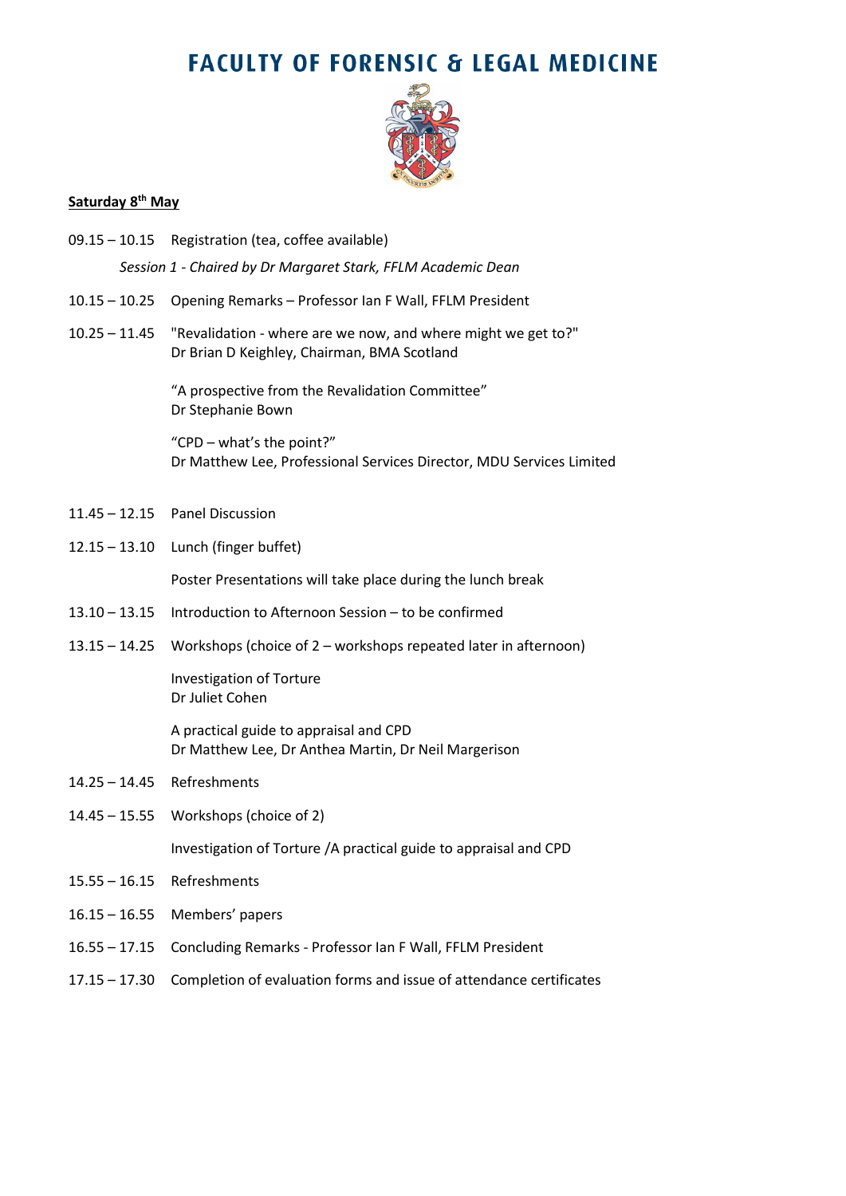# FACULTY OF FORENSIC & LEGAL MEDICINE

**Saturday 8th May**

| | |
|---|---|
| 09.15 – 10.15 | Registration (tea, coffee available) |
| | *Session 1 - Chaired by Dr Margaret Stark, FFLM Academic Dean* |
| 10.15 – 10.25 | Opening Remarks – Professor Ian F Wall, FFLM President |
| 10.25 – 11.45 | "Revalidation - where are we now, and where might we get to?" Dr Brian D Keighley, Chairman, BMA Scotland |
| | "A prospective from the Revalidation Committee" Dr Stephanie Bown |
| | "CPD – what's the point?" Dr Matthew Lee, Professional Services Director, MDU Services Limited |
| 11.45 – 12.15 | Panel Discussion |
| 12.15 – 13.10 | Lunch (finger buffet) |
| | Poster Presentations will take place during the lunch break |
| 13.10 – 13.15 | Introduction to Afternoon Session – to be confirmed |
| 13.15 – 14.25 | Workshops (choice of 2 – workshops repeated later in afternoon) |
| | Investigation of Torture<br>Dr Juliet Cohen |
| | A practical guide to appraisal and CPD<br>Dr Matthew Lee, Dr Anthea Martin, Dr Neil Margerison |
| 14.25 – 14.45 | Refreshments |
| 14.45 – 15.55 | Workshops (choice of 2) |
| | Investigation of Torture /A practical guide to appraisal and CPD |
| 15.55 – 16.15 | Refreshments |
| 16.15 – 16.55 | Members' papers |
| 16.55 – 17.15 | Concluding Remarks - Professor Ian F Wall, FFLM President |
| 17.15 – 17.30 | Completion of evaluation forms and issue of attendance certificates |